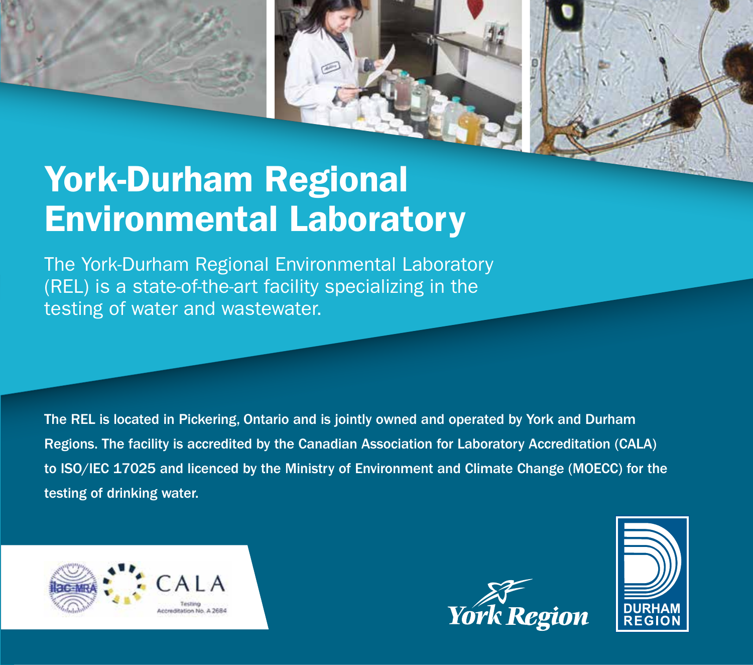# York-Durham Regional Environmental Laboratory

The York-Durham Regional Environmental Laboratory (REL) is a state-of-the-art facility specializing in the testing of water and wastewater.

The REL is located in Pickering, Ontario and is jointly owned and operated by York and Durham Regions. The facility is accredited by the Canadian Association for Laboratory Accreditation (CALA) to ISO/IEC 17025 and licenced by the Ministry of Environment and Climate Change (MOECC) for the testing of drinking water.

CALA Testing Accreditation No. A 2684

York Region

DURHAM REGION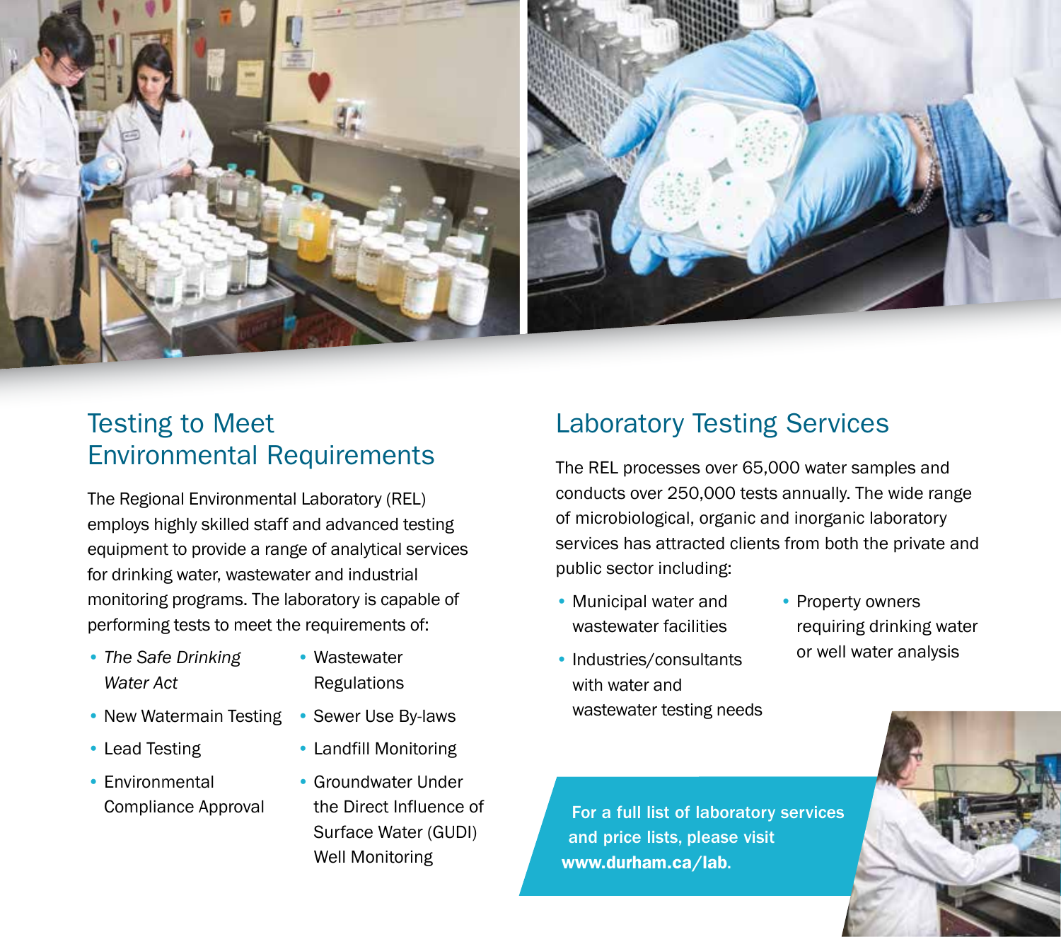## Testing to Meet Environmental Requirements

The Regional Environmental Laboratory (REL) employs highly skilled staff and advanced testing equipment to provide a range of analytical services for drinking water, wastewater and industrial monitoring programs. The laboratory is capable of performing tests to meet the requirements of:

- *The Safe Drinking Water Act*
- New Watermain Testing
- Lead Testing
- Environmental Compliance Approval
- Wastewater Regulations
- Sewer Use By-laws
- Landfill Monitoring
- Groundwater Under the Direct Influence of Surface Water (GUDI) Well Monitoring

## Laboratory Testing Services

The REL processes over 65,000 water samples and conducts over 250,000 tests annually. The wide range of microbiological, organic and inorganic laboratory services has attracted clients from both the private and public sector including:

- Municipal water and wastewater facilities
- Industries/consultants with water and wastewater testing needs
- Property owners requiring drinking water or well water analysis

**For a full list of laboratory services and price lists, please visit www.durham.ca/lab.**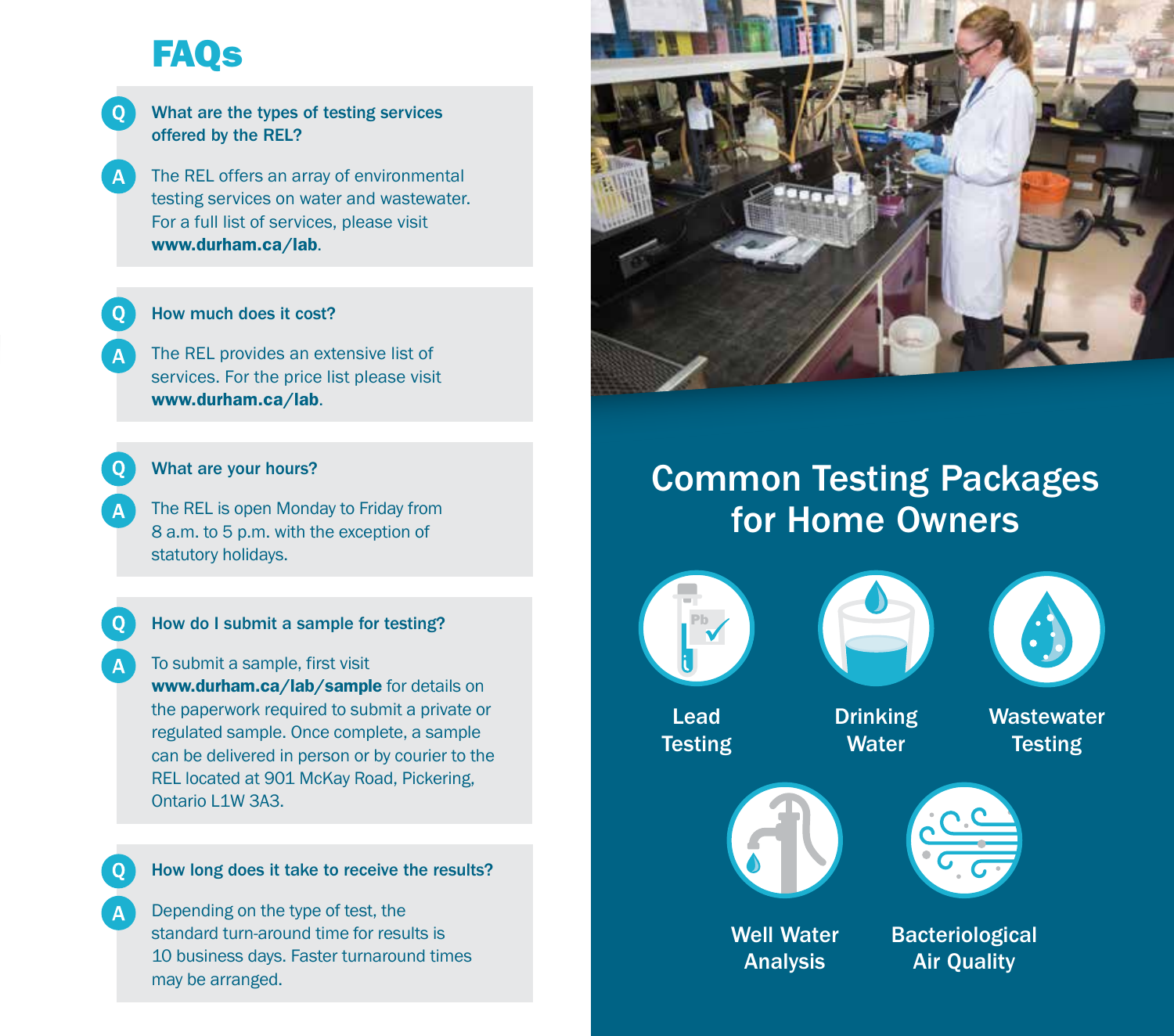# FAQs

**Q: What are the types of testing services offered by the REL?**

**A:** The REL offers an array of environmental testing services on water and wastewater. For a full list of services, please visit **www.durham.ca/lab**.

**Q: How much does it cost?**

**A:** The REL provides an extensive list of services. For the price list please visit **www.durham.ca/lab**.

**Q: What are your hours?**

**A:** The REL is open Monday to Friday from 8 a.m. to 5 p.m. with the exception of statutory holidays.

**Q: How do I submit a sample for testing?**

**A:** To submit a sample, first visit **www.durham.ca/lab/sample** for details on the paperwork required to submit a private or regulated sample. Once complete, a sample can be delivered in person or by courier to the REL located at 901 McKay Road, Pickering, Ontario L1W 3A3.

**Q: How long does it take to receive the results?**

**A:** Depending on the type of test, the standard turn-around time for results is 10 business days. Faster turnaround times may be arranged.

## Common Testing Packages for Home Owners

- Lead Testing
- Drinking Water
- Wastewater Testing
- Well Water Analysis
- Bacteriological Air Quality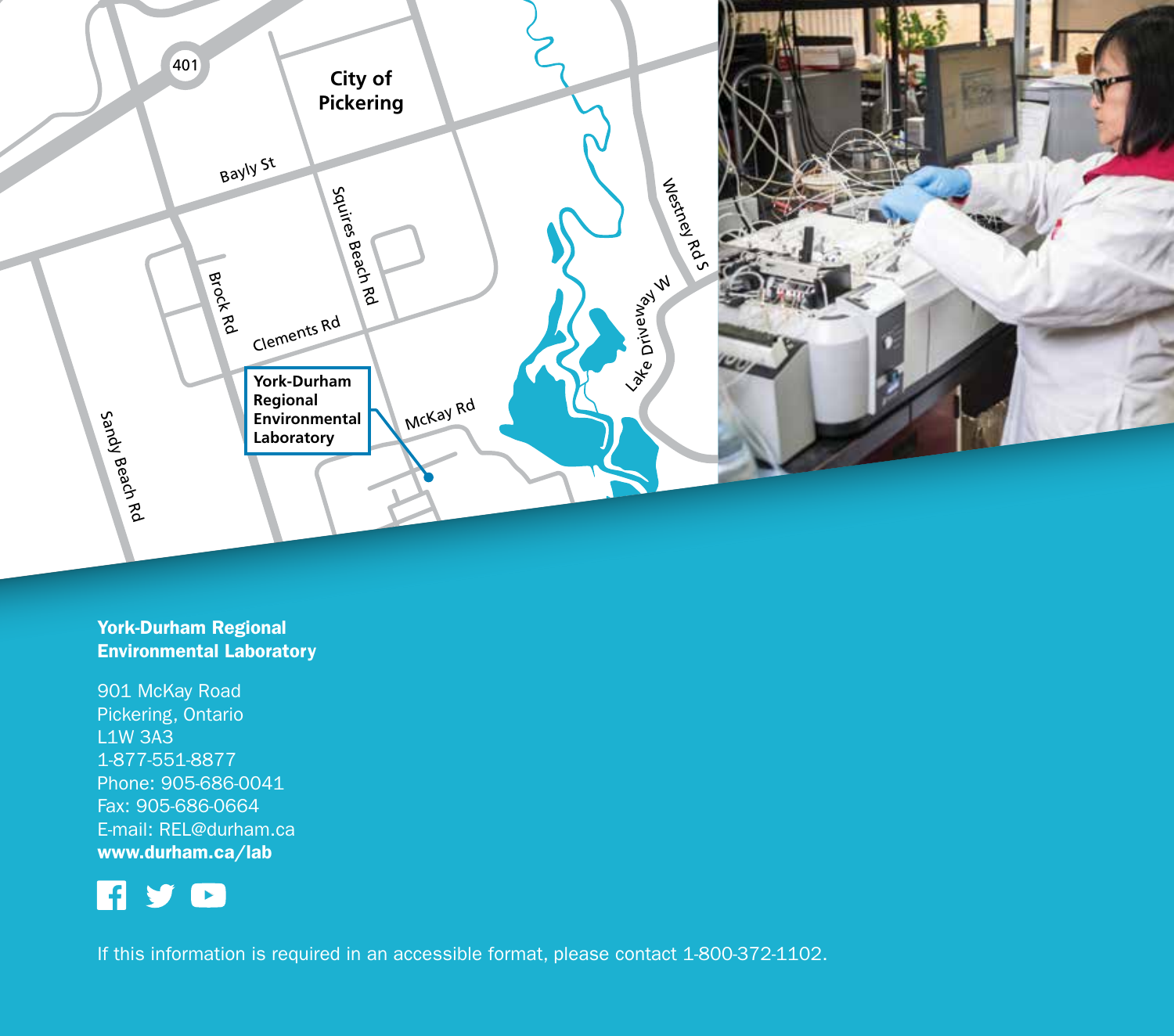**York-Durham Regional Environmental Laboratory**

901 McKay Road
Pickering, Ontario
L1W 3A3
1-877-551-8877
Phone: 905-686-0041
Fax: 905-686-0664
E-mail: REL@durham.ca
**www.durham.ca/lab**

If this information is required in an accessible format, please contact 1-800-372-1102.